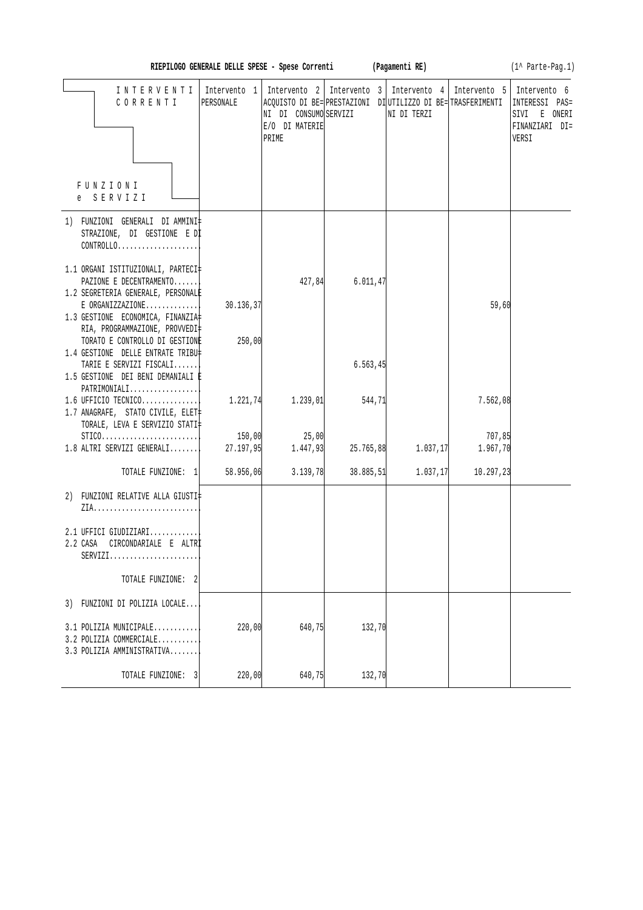**RIEPILOGO GENERALE DELLE SPESE - Spese Correnti (Pagamenti RE)** (1^ Parte-Pag.1)

| INTERVENTI CORRENTI / FUNZIONI e SERVIZI | Intervento 1 PERSONALE | Intervento 2 ACQUISTO DI BENI DI CONSUMO E/O DI MATERIE PRIME | Intervento 3 PRESTAZIONI DI SERVIZI | Intervento 4 UTILIZZO DI BENI DI TERZI | Intervento 5 TRASFERIMENTI | Intervento 6 INTERESSI PASSIVI E ONERI FINANZIARI DIVERSI |
|---|---|---|---|---|---|---|
| 1) FUNZIONI GENERALI DI AMMINISTRAZIONE, DI GESTIONE E DI CONTROLLO.................... | | | | | | |
| 1.1 ORGANI ISTITUZIONALI, PARTECIPAZIONE E DECENTRAMENTO....... | | 427,84 | 6.011,47 | | | |
| 1.2 SEGRETERIA GENERALE, PERSONALE E ORGANIZZAZIONE.............. | 30.136,37 | | | | 59,60 | |
| 1.3 GESTIONE ECONOMICA, FINANZIARIA, PROGRAMMAZIONE, PROVVEDITORATO E CONTROLLO DI GESTIONE | 250,00 | | | | | |
| 1.4 GESTIONE DELLE ENTRATE TRIBUTARIE E SERVIZI FISCALI....... | | | 6.563,45 | | | |
| 1.5 GESTIONE DEI BENI DEMANIALI E PATRIMONIALI.................. | | | | | | |
| 1.6 UFFICIO TECNICO.............. | 1.221,74 | 1.239,01 | 544,71 | | 7.562,08 | |
| 1.7 ANAGRAFE, STATO CIVILE, ELETTORALE, LEVA E SERVIZIO STATISTICO........................ | 150,00 | 25,00 | | | 707,85 | |
| 1.8 ALTRI SERVIZI GENERALI........ | 27.197,95 | 1.447,93 | 25.765,88 | 1.037,17 | 1.967,70 | |
| TOTALE FUNZIONE: 1 | 58.956,06 | 3.139,78 | 38.885,51 | 1.037,17 | 10.297,23 | |
| 2) FUNZIONI RELATIVE ALLA GIUSTIZIA........................... | | | | | | |
| 2.1 UFFICI GIUDIZIARI............ | | | | | | |
| 2.2 CASA CIRCONDARIALE E ALTRI SERVIZI....................... | | | | | | |
| TOTALE FUNZIONE: 2 | | | | | | |
| 3) FUNZIONI DI POLIZIA LOCALE.... | | | | | | |
| 3.1 POLIZIA MUNICIPALE........... | 220,00 | 640,75 | 132,70 | | | |
| 3.2 POLIZIA COMMERCIALE.......... | | | | | | |
| 3.3 POLIZIA AMMINISTRATIVA........ | | | | | | |
| TOTALE FUNZIONE: 3 | 220,00 | 640,75 | 132,70 | | | |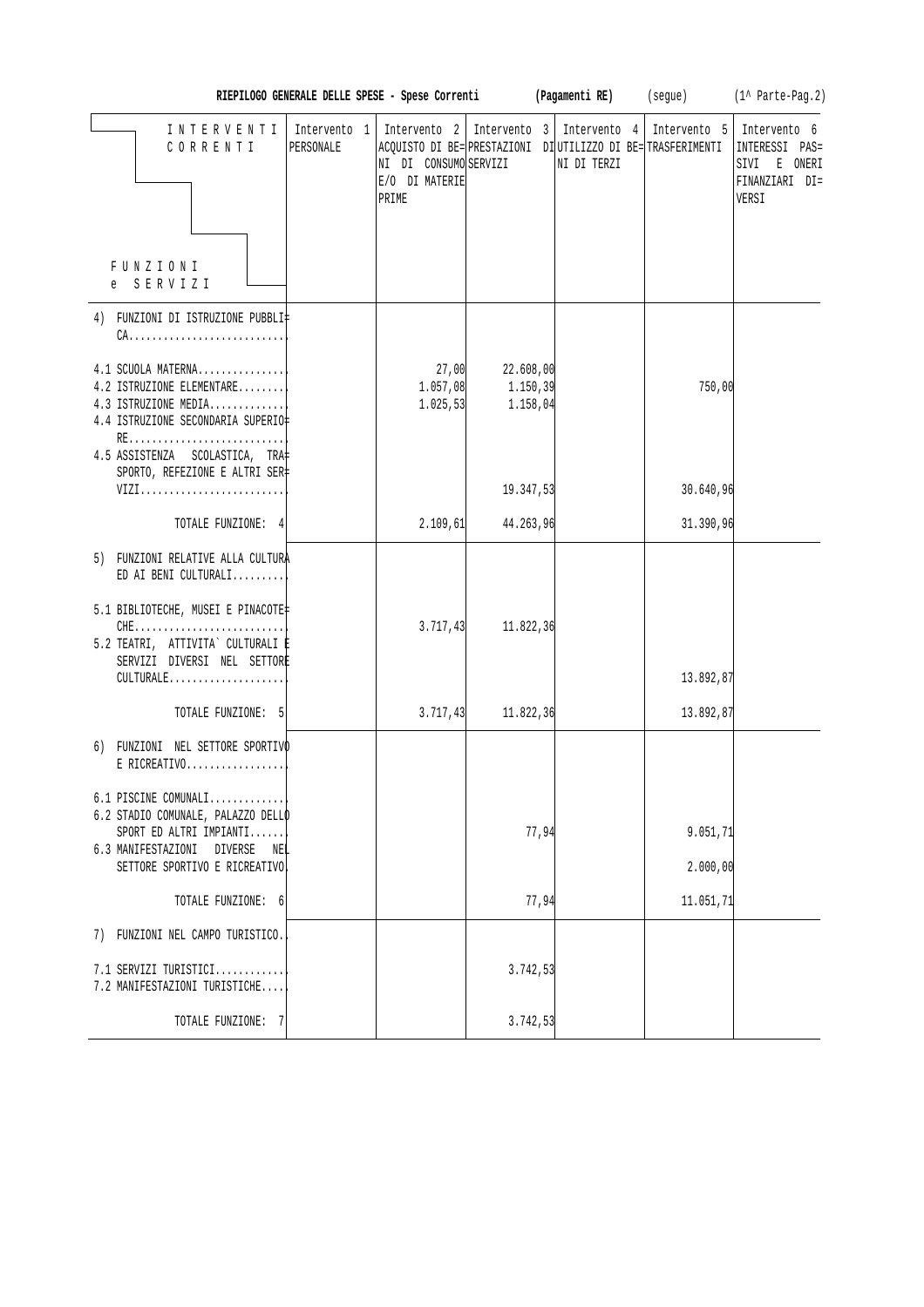**RIEPILOGO GENERALE DELLE SPESE - Spese Correnti (Pagamenti RE)** (segue) (1^ Parte-Pag.2)

| INTERVENTI CORRENTI / FUNZIONI e SERVIZI | Intervento 1 PERSONALE | Intervento 2 ACQUISTO DI BENI DI CONSUMO E/O DI MATERIE PRIME | Intervento 3 PRESTAZIONI DI SERVIZI | Intervento 4 UTILIZZO DI BENI DI TERZI | Intervento 5 TRASFERIMENTI | Intervento 6 INTERESSI PASSIVI E ONERI FINANZIARI DIVERSI |
|---|---|---|---|---|---|---|
| 4) FUNZIONI DI ISTRUZIONE PUBBLICA........................... | | | | | | |
| 4.1 SCUOLA MATERNA............... | | 27,00 | 22.608,00 | | | |
| 4.2 ISTRUZIONE ELEMENTARE......... | | 1.057,08 | 1.150,39 | | 750,00 | |
| 4.3 ISTRUZIONE MEDIA............. | | 1.025,53 | 1.158,04 | | | |
| 4.4 ISTRUZIONE SECONDARIA SUPERIORE........................... | | | | | | |
| 4.5 ASSISTENZA SCOLASTICA, TRASPORTO, REFEZIONE E ALTRI SERVIZI.......................... | | | 19.347,53 | | 30.640,96 | |
| TOTALE FUNZIONE: 4 | | 2.109,61 | 44.263,96 | | 31.390,96 | |
| 5) FUNZIONI RELATIVE ALLA CULTURA ED AI BENI CULTURALI......... | | | | | | |
| 5.1 BIBLIOTECHE, MUSEI E PINACOTECHE.......................... | | 3.717,43 | 11.822,36 | | | |
| 5.2 TEATRI, ATTIVITA` CULTURALI E SERVIZI DIVERSI NEL SETTORE CULTURALE.................... | | | | | 13.892,87 | |
| TOTALE FUNZIONE: 5 | | 3.717,43 | 11.822,36 | | 13.892,87 | |
| 6) FUNZIONI NEL SETTORE SPORTIVO E RICREATIVO................. | | | | | | |
| 6.1 PISCINE COMUNALI............. | | | | | | |
| 6.2 STADIO COMUNALE, PALAZZO DELLO SPORT ED ALTRI IMPIANTI....... | | | 77,94 | | 9.051,71 | |
| 6.3 MANIFESTAZIONI DIVERSE NEL SETTORE SPORTIVO E RICREATIVO | | | | | 2.000,00 | |
| TOTALE FUNZIONE: 6 | | | 77,94 | | 11.051,71 | |
| 7) FUNZIONI NEL CAMPO TURISTICO.. | | | | | | |
| 7.1 SERVIZI TURISTICI............ | | | 3.742,53 | | | |
| 7.2 MANIFESTAZIONI TURISTICHE.... | | | | | | |
| TOTALE FUNZIONE: 7 | | | 3.742,53 | | | |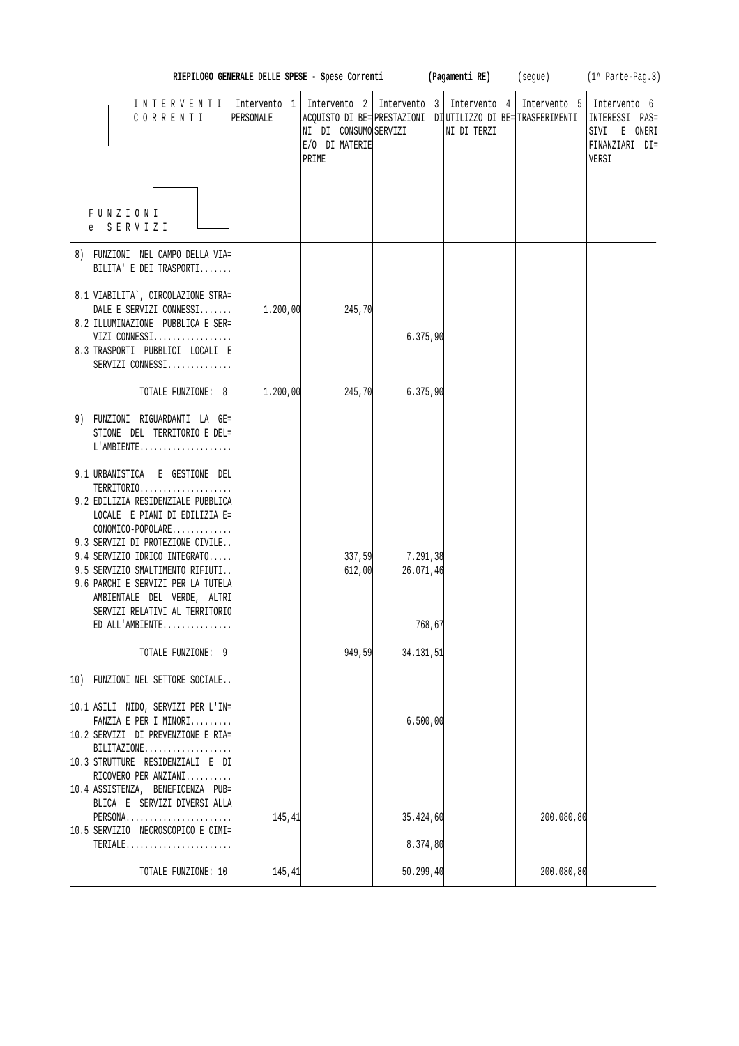**RIEPILOGO GENERALE DELLE SPESE - Spese Correnti (Pagamenti RE) (segue) (1^ Parte-Pag.3)**

| INTERVENTI CORRENTI / FUNZIONI e SERVIZI | Intervento 1 PERSONALE | Intervento 2 ACQUISTO DI BENI DI CONSUMO E/O DI MATERIE PRIME | Intervento 3 PRESTAZIONI DI SERVIZI | Intervento 4 UTILIZZO DI BENI DI TERZI | Intervento 5 TRASFERIMENTI | Intervento 6 INTERESSI PASSIVI E ONERI FINANZIARI DIVERSI |
|---|---|---|---|---|---|---|
| 8) FUNZIONI NEL CAMPO DELLA VIABILITA' E DEI TRASPORTI....... | | | | | | |
| 8.1 VIABILITA`, CIRCOLAZIONE STRADALE E SERVIZI CONNESSI....... | 1.200,00 | 245,70 | | | | |
| 8.2 ILLUMINAZIONE PUBBLICA E SERVIZI CONNESSI................ | | | 6.375,90 | | | |
| 8.3 TRASPORTI PUBBLICI LOCALI E SERVIZI CONNESSI............. | | | | | | |
| TOTALE FUNZIONE: 8 | 1.200,00 | 245,70 | 6.375,90 | | | |
| 9) FUNZIONI RIGUARDANTI LA GESTIONE DEL TERRITORIO E DELL'AMBIENTE................... | | | | | | |
| 9.1 URBANISTICA E GESTIONE DEL TERRITORIO................... | | | | | | |
| 9.2 EDILIZIA RESIDENZIALE PUBBLICA LOCALE E PIANI DI EDILIZIA ECONOMICO-POPOLARE............ | | | | | | |
| 9.3 SERVIZI DI PROTEZIONE CIVILE.. | | | | | | |
| 9.4 SERVIZIO IDRICO INTEGRATO..... | | 337,59 | 7.291,38 | | | |
| 9.5 SERVIZIO SMALTIMENTO RIFIUTI.. | | 612,00 | 26.071,46 | | | |
| 9.6 PARCHI E SERVIZI PER LA TUTELA AMBIENTALE DEL VERDE, ALTRI SERVIZI RELATIVI AL TERRITORIO ED ALL'AMBIENTE.............. | | | 768,67 | | | |
| TOTALE FUNZIONE: 9 | | 949,59 | 34.131,51 | | | |
| 10) FUNZIONI NEL SETTORE SOCIALE.. | | | | | | |
| 10.1 ASILI NIDO, SERVIZI PER L'INFANZIA E PER I MINORI........ | | | 6.500,00 | | | |
| 10.2 SERVIZI DI PREVENZIONE E RIABILITAZIONE.................. | | | | | | |
| 10.3 STRUTTURE RESIDENZIALI E DI RICOVERO PER ANZIANI......... | | | | | | |
| 10.4 ASSISTENZA, BENEFICENZA PUBBLICA E SERVIZI DIVERSI ALLA PERSONA...................... | 145,41 | | 35.424,60 | | 200.080,80 | |
| 10.5 SERVIZIO NECROSCOPICO E CIMITERIALE...................... | | | 8.374,80 | | | |
| TOTALE FUNZIONE: 10 | 145,41 | | 50.299,40 | | 200.080,80 | |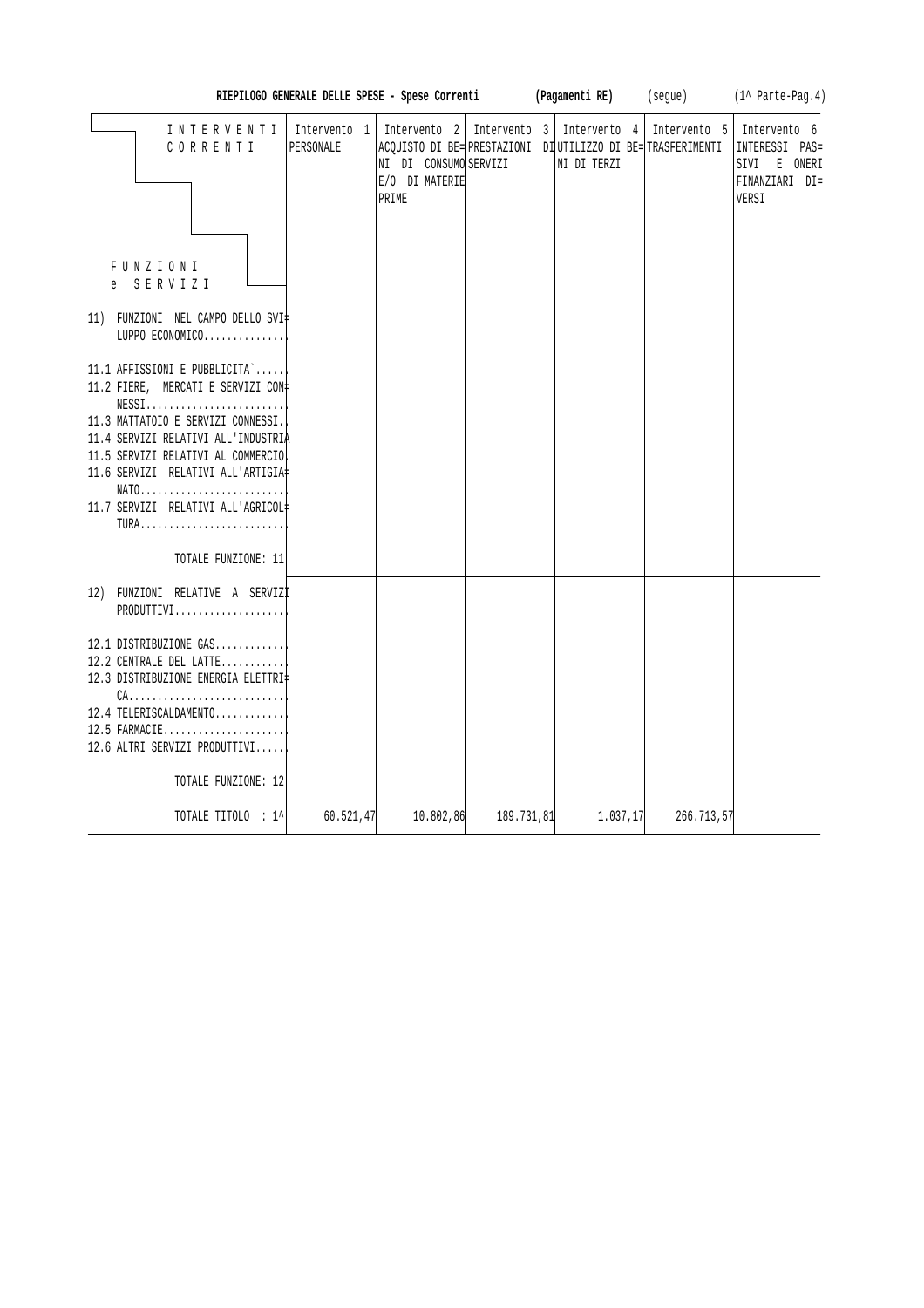**RIEPILOGO GENERALE DELLE SPESE - Spese Correnti** **(Pagamenti RE)** (segue) (1^ Parte-Pag.4)

| INTERVENTI CORRENTI / FUNZIONI e SERVIZI | Intervento 1 PERSONALE | Intervento 2 ACQUISTO DI BENI DI CONSUMO E/O DI MATERIE PRIME | Intervento 3 PRESTAZIONI SERVIZI | Intervento 4 UTILIZZO DI BENI DI TERZI | Intervento 5 TRASFERIMENTI | Intervento 6 INTERESSI PASSIVI E ONERI FINANZIARI DIVERSI |
|---|---|---|---|---|---|---|
| 11) FUNZIONI NEL CAMPO DELLO SVILUPPO ECONOMICO.............. | | | | | | |
| 11.1 AFFISSIONI E PUBBLICITA`...... | | | | | | |
| 11.2 FIERE, MERCATI E SERVIZI CONNESSI........................ | | | | | | |
| 11.3 MATTATOIO E SERVIZI CONNESSI.. | | | | | | |
| 11.4 SERVIZI RELATIVI ALL'INDUSTRIA | | | | | | |
| 11.5 SERVIZI RELATIVI AL COMMERCIO. | | | | | | |
| 11.6 SERVIZI RELATIVI ALL'ARTIGIANATO......................... | | | | | | |
| 11.7 SERVIZI RELATIVI ALL'AGRICOLTURA......................... | | | | | | |
| TOTALE FUNZIONE: 11 | | | | | | |
| 12) FUNZIONI RELATIVE A SERVIZI PRODUTTIVI................... | | | | | | |
| 12.1 DISTRIBUZIONE GAS............ | | | | | | |
| 12.2 CENTRALE DEL LATTE........... | | | | | | |
| 12.3 DISTRIBUZIONE ENERGIA ELETTRICA........................... | | | | | | |
| 12.4 TELERISCALDAMENTO............ | | | | | | |
| 12.5 FARMACIE..................... | | | | | | |
| 12.6 ALTRI SERVIZI PRODUTTIVI...... | | | | | | |
| TOTALE FUNZIONE: 12 | | | | | | |
| TOTALE TITOLO : 1^ | 60.521,47 | 10.802,86 | 189.731,81 | 1.037,17 | 266.713,57 | |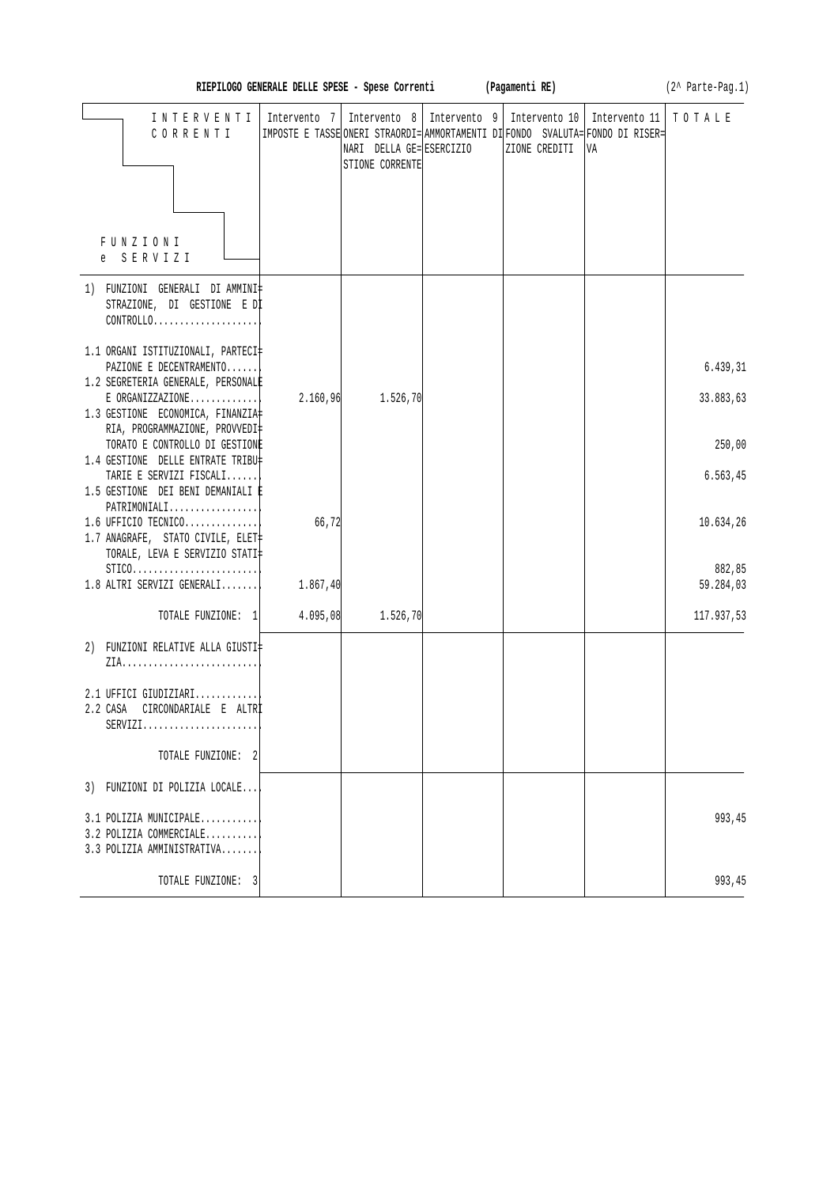**RIEPILOGO GENERALE DELLE SPESE - Spese Correnti (Pagamenti RE)** (2^ Parte-Pag.1)

| INTERVENTI CORRENTI / FUNZIONI e SERVIZI | Intervento 7 IMPOSTE E TASSE | Intervento 8 ONERI STRAORDINARI DELLA GESTIONE CORRENTE | Intervento 9 AMMORTAMENTI DI ESERCIZIO | Intervento 10 FONDO SVALUTAZIONE CREDITI | Intervento 11 FONDO DI RISERVA | TOTALE |
|---|---|---|---|---|---|---|
| 1) FUNZIONI GENERALI DI AMMINISTRAZIONE, DI GESTIONE E DI CONTROLLO.................... | | | | | | |
| 1.1 ORGANI ISTITUZIONALI, PARTECIPAZIONE E DECENTRAMENTO...... | | | | | | 6.439,31 |
| 1.2 SEGRETERIA GENERALE, PERSONALE E ORGANIZZAZIONE............. | 2.160,96 | 1.526,70 | | | | 33.883,63 |
| 1.3 GESTIONE ECONOMICA, FINANZIARIA, PROGRAMMAZIONE, PROVVEDITORATO E CONTROLLO DI GESTIONE | | | | | | 250,00 |
| 1.4 GESTIONE DELLE ENTRATE TRIBUTARIE E SERVIZI FISCALI...... | | | | | | 6.563,45 |
| 1.5 GESTIONE DEI BENI DEMANIALI E PATRIMONIALI................. | | | | | | |
| 1.6 UFFICIO TECNICO.............. | 66,72 | | | | | 10.634,26 |
| 1.7 ANAGRAFE, STATO CIVILE, ELETTORALE, LEVA E SERVIZIO STATISTICO........................ | | | | | | 882,85 |
| 1.8 ALTRI SERVIZI GENERALI....... | 1.867,40 | | | | | 59.284,03 |
| TOTALE FUNZIONE: 1 | 4.095,08 | 1.526,70 | | | | 117.937,53 |
| 2) FUNZIONI RELATIVE ALLA GIUSTIZIA.......................... | | | | | | |
| 2.1 UFFICI GIUDIZIARI............ | | | | | | |
| 2.2 CASA CIRCONDARIALE E ALTRI SERVIZI...................... | | | | | | |
| TOTALE FUNZIONE: 2 | | | | | | |
| 3) FUNZIONI DI POLIZIA LOCALE.... | | | | | | |
| 3.1 POLIZIA MUNICIPALE........... | | | | | | 993,45 |
| 3.2 POLIZIA COMMERCIALE.......... | | | | | | |
| 3.3 POLIZIA AMMINISTRATIVA....... | | | | | | |
| TOTALE FUNZIONE: 3 | | | | | | 993,45 |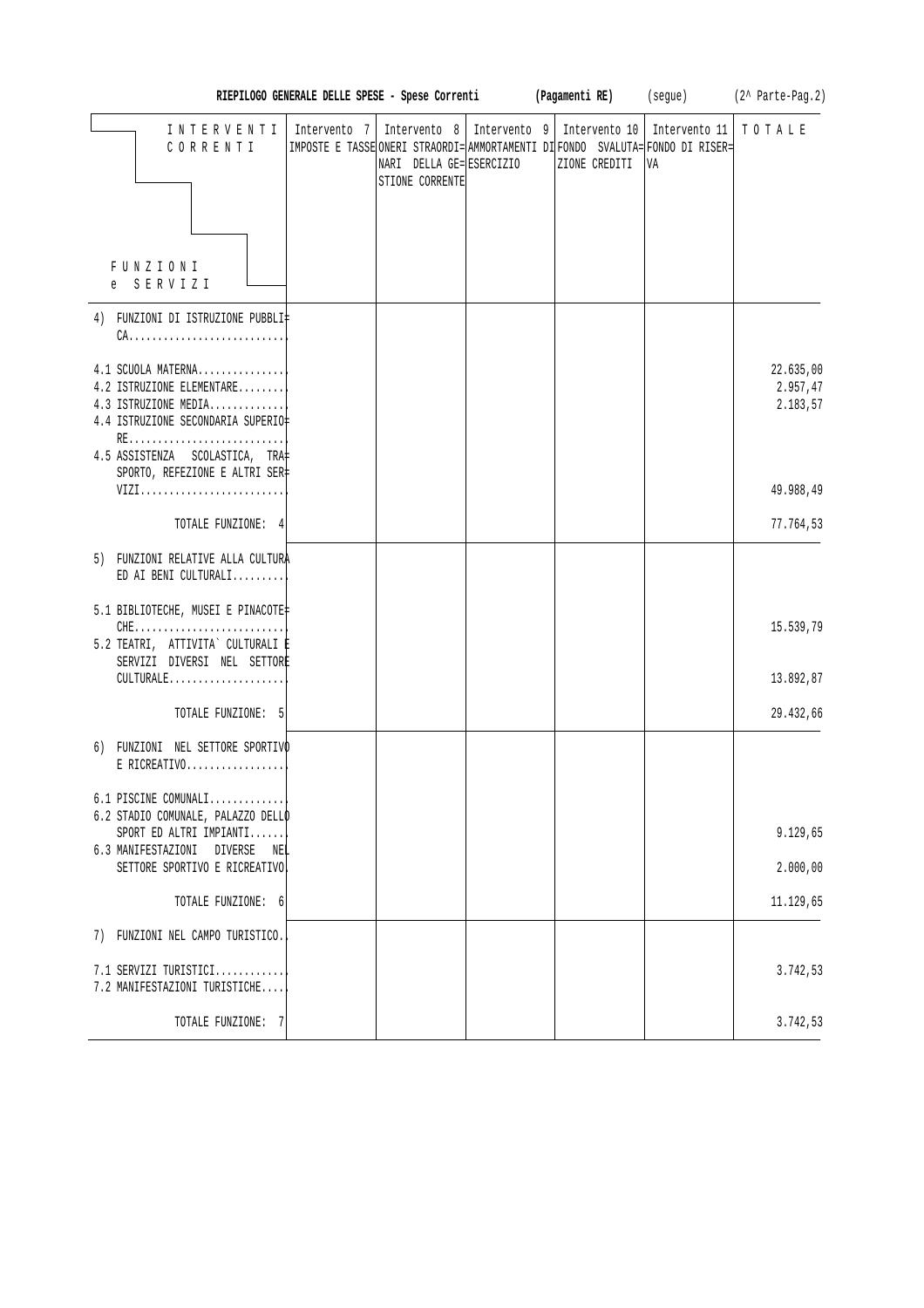**RIEPILOGO GENERALE DELLE SPESE - Spese Correnti (Pagamenti RE)** (segue) (2^ Parte-Pag.2)

| INTERVENTI CORRENTI / FUNZIONI e SERVIZI | Intervento 7 IMPOSTE E TASSE | Intervento 8 ONERI STRAORDINARI DELLA GESTIONE CORRENTE | Intervento 9 AMMORTAMENTI DI ESERCIZIO | Intervento 10 FONDO SVALUTAZIONE CREDITI | Intervento 11 FONDO DI RISERVA | TOTALE |
|---|---|---|---|---|---|---|
| 4) FUNZIONI DI ISTRUZIONE PUBBLICA........................... | | | | | | |
| 4.1 SCUOLA MATERNA............... | | | | | | 22.635,00 |
| 4.2 ISTRUZIONE ELEMENTARE......... | | | | | | 2.957,47 |
| 4.3 ISTRUZIONE MEDIA............. | | | | | | 2.183,57 |
| 4.4 ISTRUZIONE SECONDARIA SUPERIORE........................... | | | | | | |
| 4.5 ASSISTENZA SCOLASTICA, TRASPORTO, REFEZIONE E ALTRI SERVIZI.......................... | | | | | | 49.988,49 |
| TOTALE FUNZIONE: 4 | | | | | | 77.764,53 |
| 5) FUNZIONI RELATIVE ALLA CULTURA ED AI BENI CULTURALI......... | | | | | | |
| 5.1 BIBLIOTECHE, MUSEI E PINACOTECHE.......................... | | | | | | 15.539,79 |
| 5.2 TEATRI, ATTIVITA` CULTURALI E SERVIZI DIVERSI NEL SETTORE CULTURALE.................... | | | | | | 13.892,87 |
| TOTALE FUNZIONE: 5 | | | | | | 29.432,66 |
| 6) FUNZIONI NEL SETTORE SPORTIVO E RICREATIVO................. | | | | | | |
| 6.1 PISCINE COMUNALI............. | | | | | | |
| 6.2 STADIO COMUNALE, PALAZZO DELLO SPORT ED ALTRI IMPIANTI....... | | | | | | 9.129,65 |
| 6.3 MANIFESTAZIONI DIVERSE NEL SETTORE SPORTIVO E RICREATIVO | | | | | | 2.000,00 |
| TOTALE FUNZIONE: 6 | | | | | | 11.129,65 |
| 7) FUNZIONI NEL CAMPO TURISTICO.. | | | | | | |
| 7.1 SERVIZI TURISTICI............ | | | | | | 3.742,53 |
| 7.2 MANIFESTAZIONI TURISTICHE.... | | | | | | |
| TOTALE FUNZIONE: 7 | | | | | | 3.742,53 |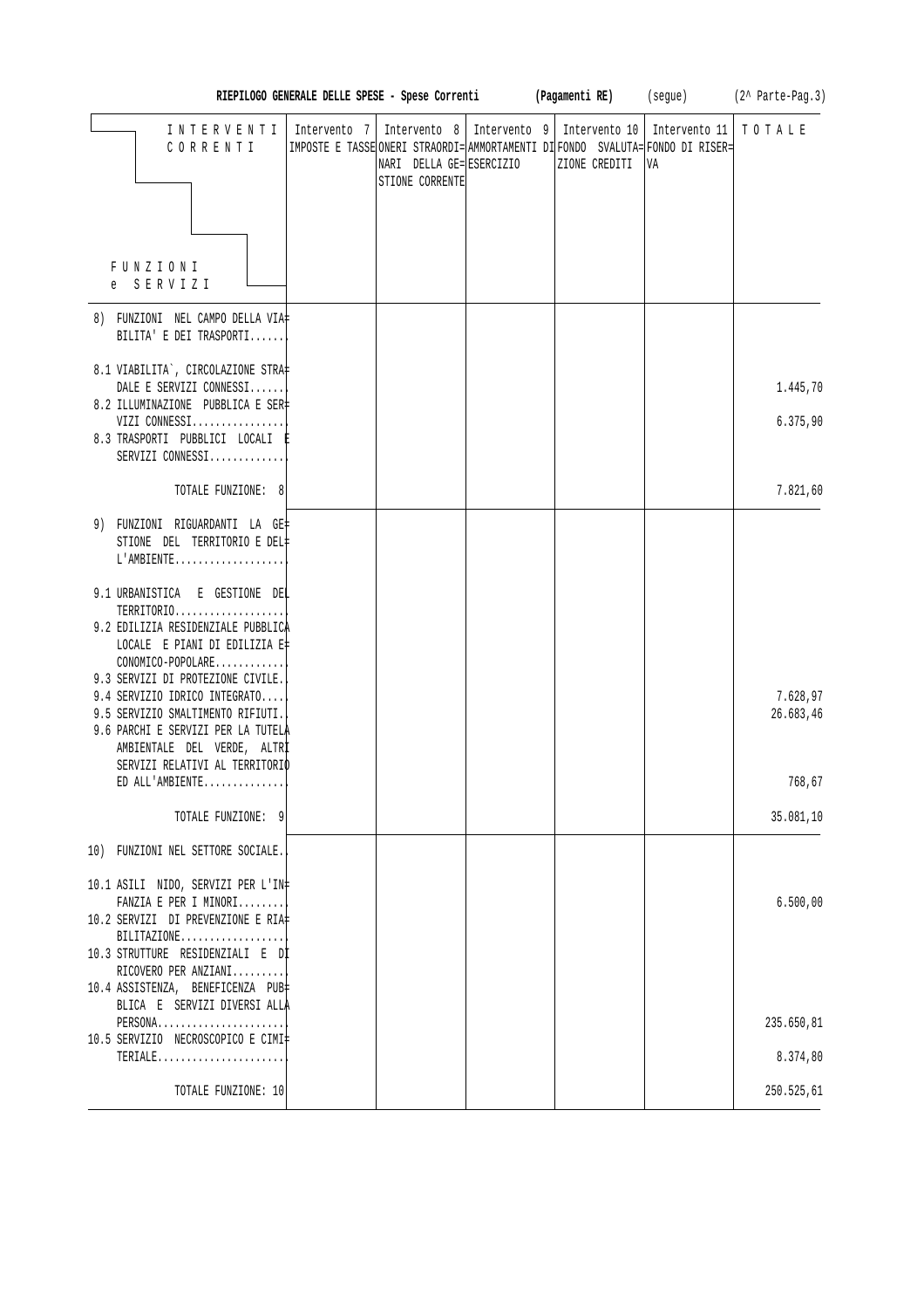**RIEPILOGO GENERALE DELLE SPESE - Spese Correnti (Pagamenti RE)** (segue) (2^ Parte-Pag.3)

| INTERVENTI CORRENTI / FUNZIONI e SERVIZI | Intervento 7 IMPOSTE E TASSE | Intervento 8 ONERI STRAORDINARI DELLA GESTIONE CORRENTE | Intervento 9 AMMORTAMENTI DI ESERCIZIO | Intervento 10 FONDO SVALUTAZIONE CREDITI | Intervento 11 FONDO DI RISERVA | TOTALE |
|---|---|---|---|---|---|---|
| 8) FUNZIONI NEL CAMPO DELLA VIABILITA' E DEI TRASPORTI....... | | | | | | |
| 8.1 VIABILITA`, CIRCOLAZIONE STRADALE E SERVIZI CONNESSI....... | | | | | | 1.445,70 |
| 8.2 ILLUMINAZIONE PUBBLICA E SERVIZI CONNESSI................. | | | | | | 6.375,90 |
| 8.3 TRASPORTI PUBBLICI LOCALI E SERVIZI CONNESSI............. | | | | | | |
| TOTALE FUNZIONE: 8 | | | | | | 7.821,60 |
| 9) FUNZIONI RIGUARDANTI LA GESTIONE DEL TERRITORIO E DELL'AMBIENTE.................... | | | | | | |
| 9.1 URBANISTICA E GESTIONE DEL TERRITORIO.................... | | | | | | |
| 9.2 EDILIZIA RESIDENZIALE PUBBLICA LOCALE E PIANI DI EDILIZIA ECONOMICO-POPOLARE............ | | | | | | |
| 9.3 SERVIZI DI PROTEZIONE CIVILE.. | | | | | | |
| 9.4 SERVIZIO IDRICO INTEGRATO..... | | | | | | 7.628,97 |
| 9.5 SERVIZIO SMALTIMENTO RIFIUTI.. | | | | | | 26.683,46 |
| 9.6 PARCHI E SERVIZI PER LA TUTELA AMBIENTALE DEL VERDE, ALTRI SERVIZI RELATIVI AL TERRITORIO ED ALL'AMBIENTE............... | | | | | | 768,67 |
| TOTALE FUNZIONE: 9 | | | | | | 35.081,10 |
| 10) FUNZIONI NEL SETTORE SOCIALE.. | | | | | | |
| 10.1 ASILI NIDO, SERVIZI PER L'INFANZIA E PER I MINORI......... | | | | | | 6.500,00 |
| 10.2 SERVIZI DI PREVENZIONE E RIABILITAZIONE.................. | | | | | | |
| 10.3 STRUTTURE RESIDENZIALI E DI RICOVERO PER ANZIANI......... | | | | | | |
| 10.4 ASSISTENZA, BENEFICENZA PUBBLICA E SERVIZI DIVERSI ALLA PERSONA....................... | | | | | | 235.650,81 |
| 10.5 SERVIZIO NECROSCOPICO E CIMITERIALE....................... | | | | | | 8.374,80 |
| TOTALE FUNZIONE: 10 | | | | | | 250.525,61 |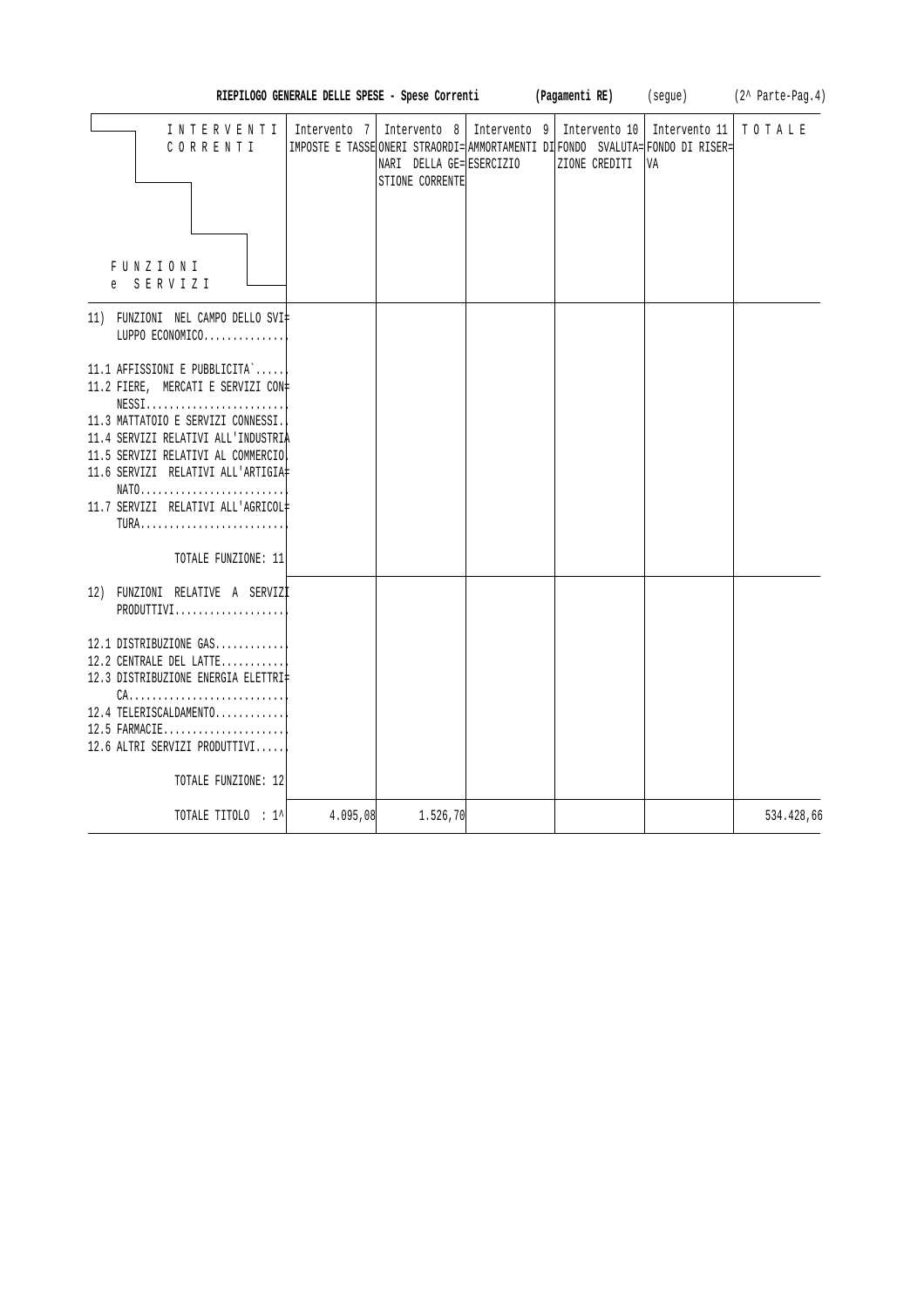**RIEPILOGO GENERALE DELLE SPESE - Spese Correnti** **(Pagamenti RE)** (segue) (2^ Parte-Pag.4)

| INTERVENTI CORRENTI / FUNZIONI e SERVIZI | Intervento 7 IMPOSTE E TASSE | Intervento 8 ONERI STRAORDINARI DELLA GESTIONE CORRENTE | Intervento 9 AMMORTAMENTI DI ESERCIZIO | Intervento 10 FONDO SVALUTAZIONE CREDITI | Intervento 11 FONDO DI RISERVA | TOTALE |
|---|---|---|---|---|---|---|
| 11) FUNZIONI NEL CAMPO DELLO SVILUPPO ECONOMICO.............. | | | | | | |
| 11.1 AFFISSIONI E PUBBLICITA`...... | | | | | | |
| 11.2 FIERE, MERCATI E SERVIZI CONNESSI........................ | | | | | | |
| 11.3 MATTATOIO E SERVIZI CONNESSI.. | | | | | | |
| 11.4 SERVIZI RELATIVI ALL'INDUSTRIA | | | | | | |
| 11.5 SERVIZI RELATIVI AL COMMERCIO. | | | | | | |
| 11.6 SERVIZI RELATIVI ALL'ARTIGIANATO......................... | | | | | | |
| 11.7 SERVIZI RELATIVI ALL'AGRICOLTURA......................... | | | | | | |
| TOTALE FUNZIONE: 11 | | | | | | |
| 12) FUNZIONI RELATIVE A SERVIZI PRODUTTIVI................... | | | | | | |
| 12.1 DISTRIBUZIONE GAS............ | | | | | | |
| 12.2 CENTRALE DEL LATTE........... | | | | | | |
| 12.3 DISTRIBUZIONE ENERGIA ELETTRICA........................... | | | | | | |
| 12.4 TELERISCALDAMENTO............ | | | | | | |
| 12.5 FARMACIE..................... | | | | | | |
| 12.6 ALTRI SERVIZI PRODUTTIVI...... | | | | | | |
| TOTALE FUNZIONE: 12 | | | | | | |
| TOTALE TITOLO : 1^ | 4.095,08 | 1.526,70 | | | | 534.428,66 |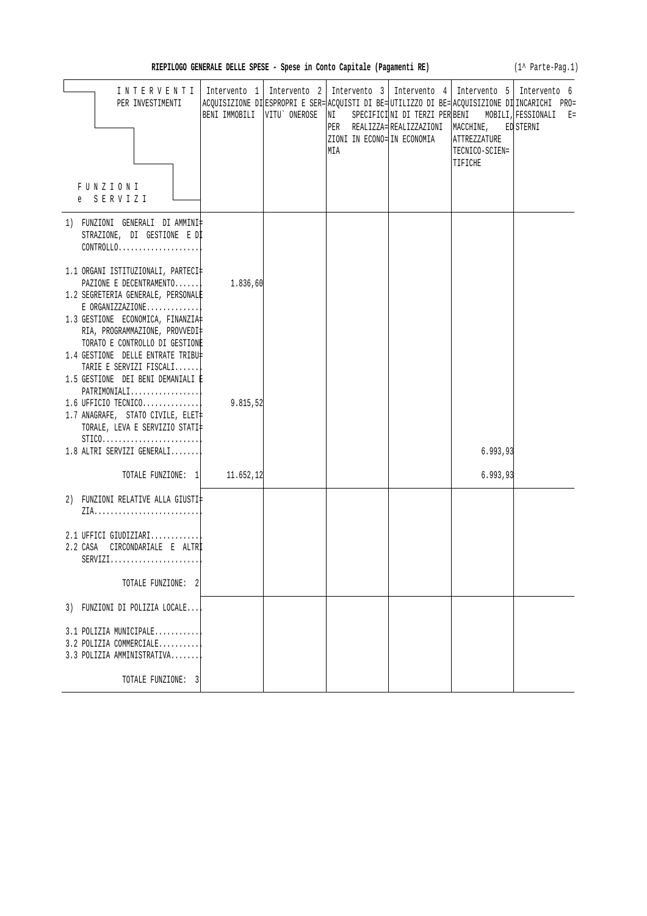**RIEPILOGO GENERALE DELLE SPESE - Spese in Conto Capitale (Pagamenti RE)** (1^ Parte-Pag.1)

| INTERVENTI PER INVESTIMENTI / FUNZIONI e SERVIZI | Intervento 1 ACQUISIZIONE DI BENI IMMOBILI | Intervento 2 ESPROPRI E SERVITU` ONEROSE | Intervento 3 ACQUISTI DI BENI SPECIFICI PER REALIZZAZIONI IN ECONOMIA | Intervento 4 UTILIZZO DI BENI DI TERZI PER REALIZZAZIONI IN ECONOMIA | Intervento 5 ACQUISIZIONE DI BENI MOBILI, MACCHINE, ATTREZZATURE TECNICO-SCIENTIFICHE | Intervento 6 INCARICHI PROFESSIONALI ESTERNI |
|---|---|---|---|---|---|---|
| 1) FUNZIONI GENERALI DI AMMINISTRAZIONE, DI GESTIONE E DI CONTROLLO..................... | | | | | | |
| 1.1 ORGANI ISTITUZIONALI, PARTECIPAZIONE E DECENTRAMENTO....... | 1.836,60 | | | | | |
| 1.2 SEGRETERIA GENERALE, PERSONALE E ORGANIZZAZIONE............. | | | | | | |
| 1.3 GESTIONE ECONOMICA, FINANZIARIA, PROGRAMMAZIONE, PROVVEDITORATO E CONTROLLO DI GESTIONE | | | | | | |
| 1.4 GESTIONE DELLE ENTRATE TRIBUTARIE E SERVIZI FISCALI....... | | | | | | |
| 1.5 GESTIONE DEI BENI DEMANIALI E PATRIMONIALI................. | | | | | | |
| 1.6 UFFICIO TECNICO.............. | 9.815,52 | | | | | |
| 1.7 ANAGRAFE, STATO CIVILE, ELETTORALE, LEVA E SERVIZIO STATISTICO........................ | | | | | | |
| 1.8 ALTRI SERVIZI GENERALI....... | | | | | 6.993,93 | |
| TOTALE FUNZIONE: 1 | 11.652,12 | | | | 6.993,93 | |
| 2) FUNZIONI RELATIVE ALLA GIUSTIZIA.......................... | | | | | | |
| 2.1 UFFICI GIUDIZIARI............ | | | | | | |
| 2.2 CASA CIRCONDARIALE E ALTRI SERVIZI....................... | | | | | | |
| TOTALE FUNZIONE: 2 | | | | | | |
| 3) FUNZIONI DI POLIZIA LOCALE.... | | | | | | |
| 3.1 POLIZIA MUNICIPALE........... | | | | | | |
| 3.2 POLIZIA COMMERCIALE.......... | | | | | | |
| 3.3 POLIZIA AMMINISTRATIVA........ | | | | | | |
| TOTALE FUNZIONE: 3 | | | | | | |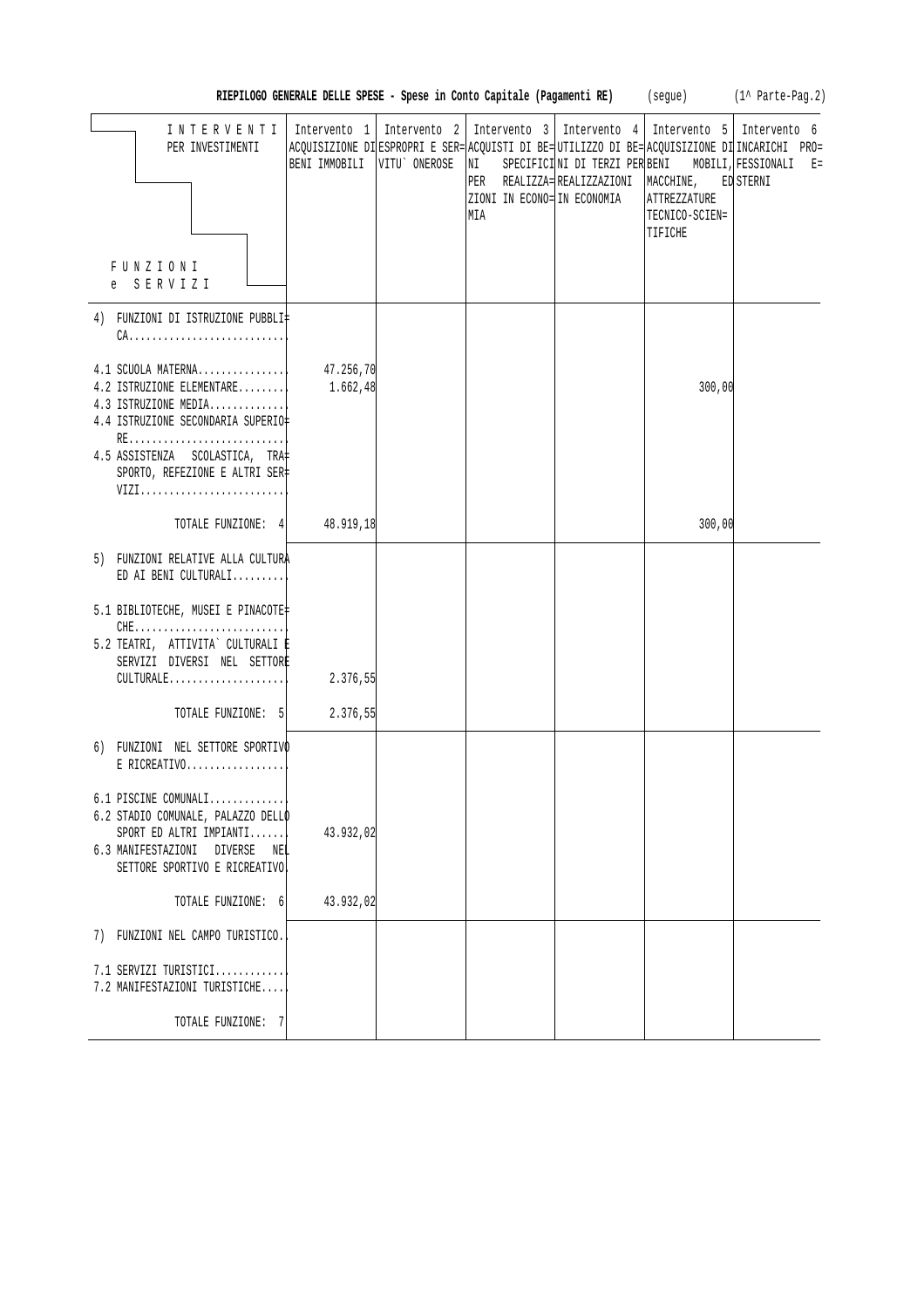**RIEPILOGO GENERALE DELLE SPESE - Spese in Conto Capitale (Pagamenti RE)** (segue) (1^ Parte-Pag.2)

| INTERVENTI PER INVESTIMENTI / FUNZIONI e SERVIZI | Intervento 1 ACQUISIZIONE DI BENI IMMOBILI | Intervento 2 ESPROPRI E SERVITU` ONEROSE | Intervento 3 ACQUISTI DI BENI SPECIFICI PER REALIZZAZIONI IN ECONOMIA | Intervento 4 UTILIZZO DI BENI DI TERZI PER REALIZZAZIONI IN ECONOMIA | Intervento 5 ACQUISIZIONE DI BENI MOBILI, MACCHINE, ATTREZZATURE TECNICO-SCIENTIFICHE | Intervento 6 INCARICHI PROFESSIONALI ESTERNI |
|---|---|---|---|---|---|---|
| 4) FUNZIONI DI ISTRUZIONE PUBBLICA........................... | | | | | | |
| 4.1 SCUOLA MATERNA............... | 47.256,70 | | | | | |
| 4.2 ISTRUZIONE ELEMENTARE......... | 1.662,48 | | | | 300,00 | |
| 4.3 ISTRUZIONE MEDIA............. | | | | | | |
| 4.4 ISTRUZIONE SECONDARIA SUPERIORE........................... | | | | | | |
| 4.5 ASSISTENZA SCOLASTICA, TRASPORTO, REFEZIONE E ALTRI SERVIZI.......................... | | | | | | |
| TOTALE FUNZIONE: 4 | 48.919,18 | | | | 300,00 | |
| 5) FUNZIONI RELATIVE ALLA CULTURA ED AI BENI CULTURALI......... | | | | | | |
| 5.1 BIBLIOTECHE, MUSEI E PINACOTECHE.......................... | | | | | | |
| 5.2 TEATRI, ATTIVITA` CULTURALI E SERVIZI DIVERSI NEL SETTORE CULTURALE.................... | 2.376,55 | | | | | |
| TOTALE FUNZIONE: 5 | 2.376,55 | | | | | |
| 6) FUNZIONI NEL SETTORE SPORTIVO E RICREATIVO................. | | | | | | |
| 6.1 PISCINE COMUNALI............. | | | | | | |
| 6.2 STADIO COMUNALE, PALAZZO DELLO SPORT ED ALTRI IMPIANTI....... | 43.932,02 | | | | | |
| 6.3 MANIFESTAZIONI DIVERSE NEL SETTORE SPORTIVO E RICREATIVO. | | | | | | |
| TOTALE FUNZIONE: 6 | 43.932,02 | | | | | |
| 7) FUNZIONI NEL CAMPO TURISTICO.. | | | | | | |
| 7.1 SERVIZI TURISTICI............ | | | | | | |
| 7.2 MANIFESTAZIONI TURISTICHE.... | | | | | | |
| TOTALE FUNZIONE: 7 | | | | | | |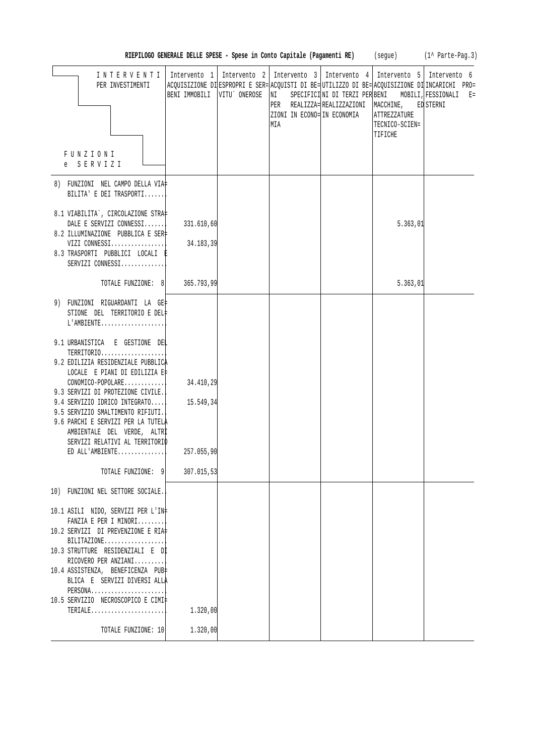**RIEPILOGO GENERALE DELLE SPESE - Spese in Conto Capitale (Pagamenti RE)** (segue) (1^ Parte-Pag.3)

| INTERVENTI PER INVESTIMENTI / FUNZIONI e SERVIZI | Intervento 1 ACQUISIZIONE DI BENI IMMOBILI | Intervento 2 ESPROPRI E SERVITU` ONEROSE | Intervento 3 ACQUISTI DI BENI SPECIFICI PER REALIZZAZIONI IN ECONOMIA | Intervento 4 UTILIZZO DI BENI DI TERZI PER REALIZZAZIONI IN ECONOMIA | Intervento 5 ACQUISIZIONE DI BENI MOBILI, MACCHINE, ATTREZZATURE TECNICO-SCIENTIFICHE | Intervento 6 INCARICHI PROFESSIONALI ESTERNI |
|---|---|---|---|---|---|---|
| 8) FUNZIONI NEL CAMPO DELLA VIABILITA' E DEI TRASPORTI....... | | | | | | |
| 8.1 VIABILITA`, CIRCOLAZIONE STRADALE E SERVIZI CONNESSI....... | 331.610,60 | | | | 5.363,01 | |
| 8.2 ILLUMINAZIONE PUBBLICA E SERVIZI CONNESSI................ | 34.183,39 | | | | | |
| 8.3 TRASPORTI PUBBLICI LOCALI E SERVIZI CONNESSI............. | | | | | | |
| TOTALE FUNZIONE: 8 | 365.793,99 | | | | 5.363,01 | |
| 9) FUNZIONI RIGUARDANTI LA GESTIONE DEL TERRITORIO E DELL'AMBIENTE................... | | | | | | |
| 9.1 URBANISTICA E GESTIONE DEL TERRITORIO................... | | | | | | |
| 9.2 EDILIZIA RESIDENZIALE PUBBLICA LOCALE E PIANI DI EDILIZIA ECONOMICO-POPOLARE............ | 34.410,29 | | | | | |
| 9.3 SERVIZI DI PROTEZIONE CIVILE.. | | | | | | |
| 9.4 SERVIZIO IDRICO INTEGRATO..... | 15.549,34 | | | | | |
| 9.5 SERVIZIO SMALTIMENTO RIFIUTI.. | | | | | | |
| 9.6 PARCHI E SERVIZI PER LA TUTELA AMBIENTALE DEL VERDE, ALTRI SERVIZI RELATIVI AL TERRITORIO ED ALL'AMBIENTE.............. | 257.055,90 | | | | | |
| TOTALE FUNZIONE: 9 | 307.015,53 | | | | | |
| 10) FUNZIONI NEL SETTORE SOCIALE.. | | | | | | |
| 10.1 ASILI NIDO, SERVIZI PER L'INFANZIA E PER I MINORI........ | | | | | | |
| 10.2 SERVIZI DI PREVENZIONE E RIABILITAZIONE.................. | | | | | | |
| 10.3 STRUTTURE RESIDENZIALI E DI RICOVERO PER ANZIANI......... | | | | | | |
| 10.4 ASSISTENZA, BENEFICENZA PUBBLICA E SERVIZI DIVERSI ALLA PERSONA...................... | | | | | | |
| 10.5 SERVIZIO NECROSCOPICO E CIMITERIALE...................... | 1.320,00 | | | | | |
| TOTALE FUNZIONE: 10 | 1.320,00 | | | | | |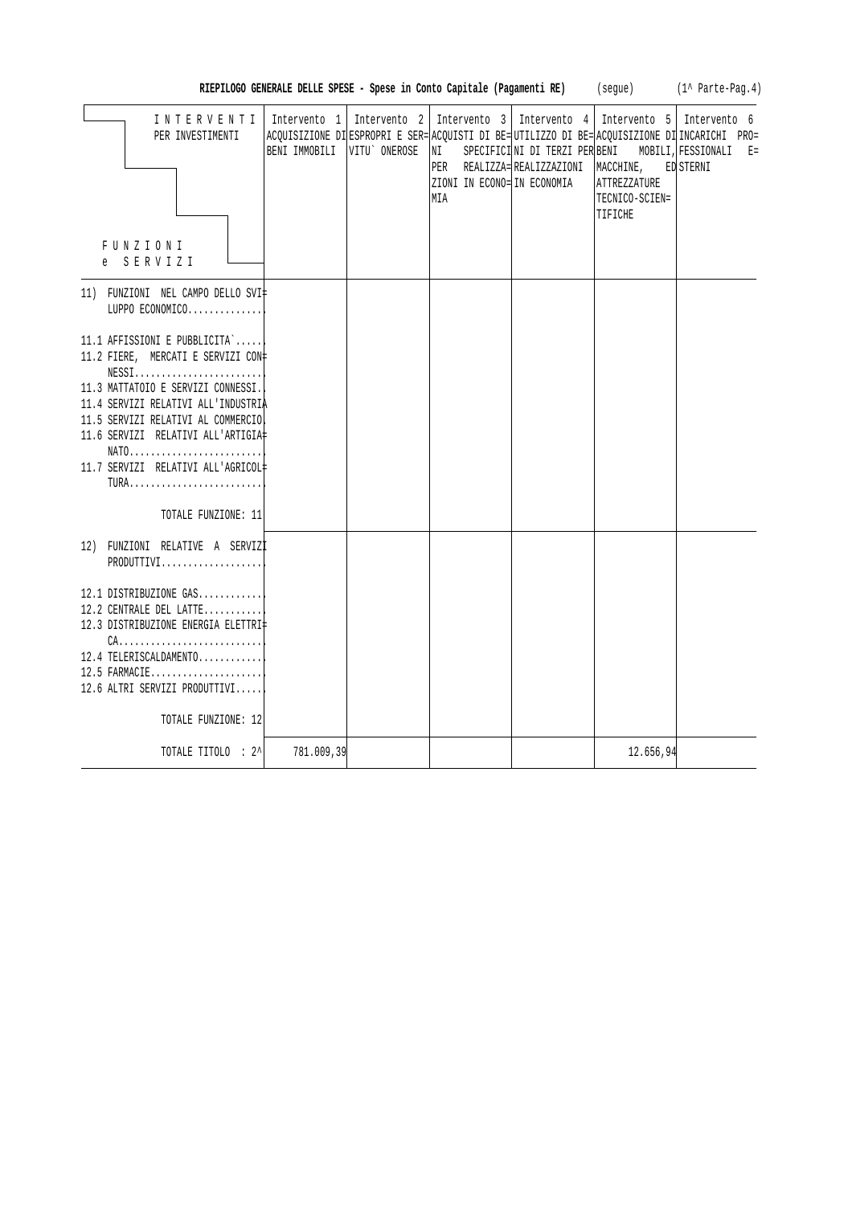**RIEPILOGO GENERALE DELLE SPESE - Spese in Conto Capitale (Pagamenti RE)** (segue) (1^ Parte-Pag.4)

| INTERVENTI PER INVESTIMENTI / FUNZIONI e SERVIZI | Intervento 1 ACQUISIZIONE DI BENI IMMOBILI | Intervento 2 ESPROPRI E SERVITU` ONEROSE | Intervento 3 ACQUISTI DI BENI SPECIFICI PER REALIZZAZIONI IN ECONOMIA | Intervento 4 UTILIZZO DI BENI DI TERZI PER REALIZZAZIONI IN ECONOMIA | Intervento 5 ACQUISIZIONE DI BENI MOBILI, MACCHINE, ATTREZZATURE TECNICO-SCIENTIFICHE | Intervento 6 INCARICHI PROFESSIONALI ESTERNI |
|---|---|---|---|---|---|---|
| 11) FUNZIONI NEL CAMPO DELLO SVILUPPO ECONOMICO.............. | | | | | | |
| 11.1 AFFISSIONI E PUBBLICITA`...... | | | | | | |
| 11.2 FIERE, MERCATI E SERVIZI CONNESSI........................ | | | | | | |
| 11.3 MATTATOIO E SERVIZI CONNESSI.. | | | | | | |
| 11.4 SERVIZI RELATIVI ALL'INDUSTRIA | | | | | | |
| 11.5 SERVIZI RELATIVI AL COMMERCIO. | | | | | | |
| 11.6 SERVIZI RELATIVI ALL'ARTIGIANATO......................... | | | | | | |
| 11.7 SERVIZI RELATIVI ALL'AGRICOLTURA......................... | | | | | | |
| TOTALE FUNZIONE: 11 | | | | | | |
| 12) FUNZIONI RELATIVE A SERVIZI PRODUTTIVI................... | | | | | | |
| 12.1 DISTRIBUZIONE GAS............ | | | | | | |
| 12.2 CENTRALE DEL LATTE........... | | | | | | |
| 12.3 DISTRIBUZIONE ENERGIA ELETTRICA........................... | | | | | | |
| 12.4 TELERISCALDAMENTO............ | | | | | | |
| 12.5 FARMACIE..................... | | | | | | |
| 12.6 ALTRI SERVIZI PRODUTTIVI...... | | | | | | |
| TOTALE FUNZIONE: 12 | | | | | | |
| TOTALE TITOLO : 2^ | 781.009,39 | | | | 12.656,94 | |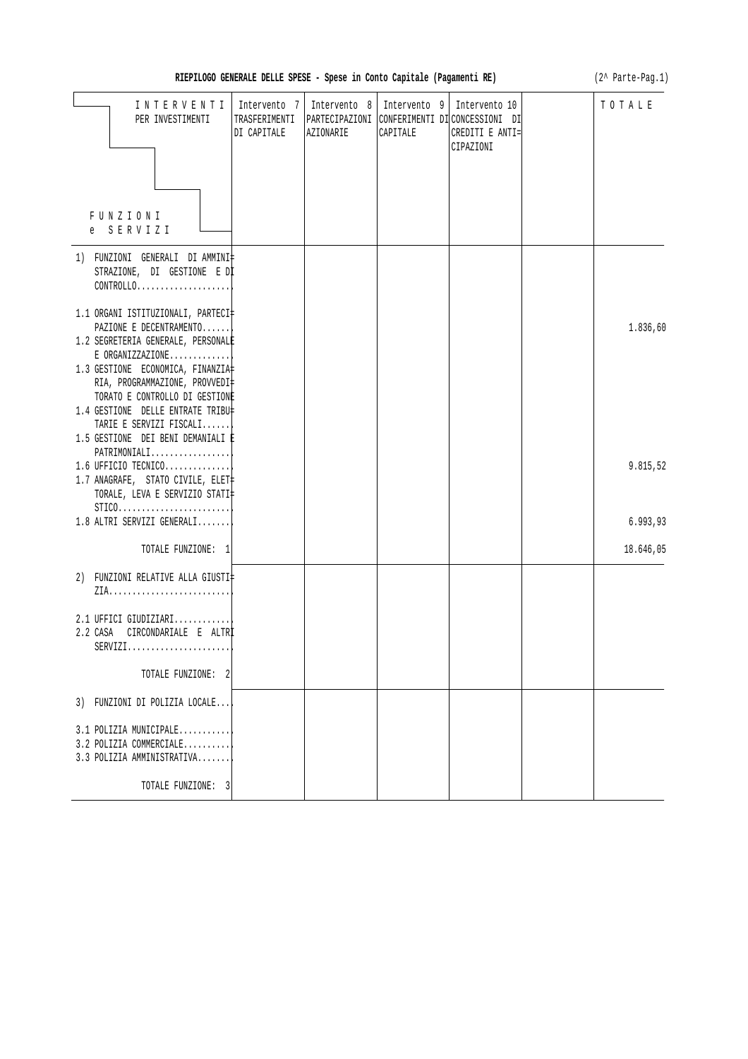**RIEPILOGO GENERALE DELLE SPESE - Spese in Conto Capitale (Pagamenti RE)**

(2^ Parte-Pag.1)

| INTERVENTI PER INVESTIMENTI / FUNZIONI e SERVIZI | Intervento 7 TRASFERIMENTI DI CAPITALE | Intervento 8 PARTECIPAZIONI AZIONARIE | Intervento 9 CONFERIMENTI DI CAPITALE | Intervento 10 CONCESSIONI DI CREDITI E ANTI= CIPAZIONI | | TOTALE |
|---|---|---|---|---|---|---|
| 1) FUNZIONI GENERALI DI AMMINI= STRAZIONE, DI GESTIONE E DI CONTROLLO.................... | | | | | | |
| 1.1 ORGANI ISTITUZIONALI, PARTECI= PAZIONE E DECENTRAMENTO....... | | | | | | 1.836,60 |
| 1.2 SEGRETERIA GENERALE, PERSONALE E ORGANIZZAZIONE............. | | | | | | |
| 1.3 GESTIONE ECONOMICA, FINANZIA= RIA, PROGRAMMAZIONE, PROVVEDI= TORATO E CONTROLLO DI GESTIONE | | | | | | |
| 1.4 GESTIONE DELLE ENTRATE TRIBU= TARIE E SERVIZI FISCALI....... | | | | | | |
| 1.5 GESTIONE DEI BENI DEMANIALI E PATRIMONIALI................. | | | | | | |
| 1.6 UFFICIO TECNICO.............. | | | | | | 9.815,52 |
| 1.7 ANAGRAFE, STATO CIVILE, ELET= TORALE, LEVA E SERVIZIO STATI= STICO........................ | | | | | | |
| 1.8 ALTRI SERVIZI GENERALI....... | | | | | | 6.993,93 |
| TOTALE FUNZIONE: 1 | | | | | | 18.646,05 |
| 2) FUNZIONI RELATIVE ALLA GIUSTI= ZIA.......................... | | | | | | |
| 2.1 UFFICI GIUDIZIARI............ | | | | | | |
| 2.2 CASA CIRCONDARIALE E ALTRI SERVIZI...................... | | | | | | |
| TOTALE FUNZIONE: 2 | | | | | | |
| 3) FUNZIONI DI POLIZIA LOCALE.... | | | | | | |
| 3.1 POLIZIA MUNICIPALE........... | | | | | | |
| 3.2 POLIZIA COMMERCIALE.......... | | | | | | |
| 3.3 POLIZIA AMMINISTRATIVA....... | | | | | | |
| TOTALE FUNZIONE: 3 | | | | | | |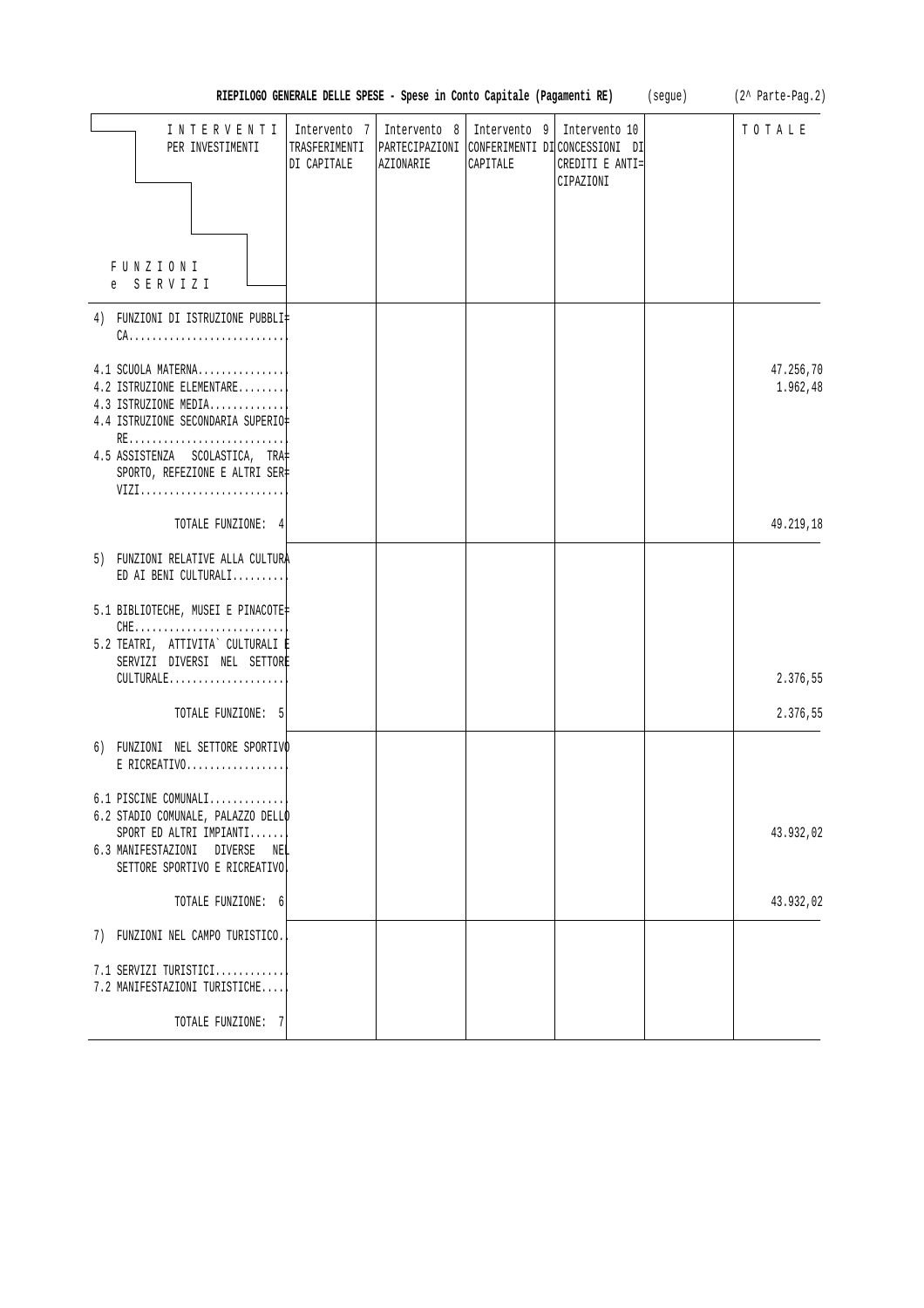**RIEPILOGO GENERALE DELLE SPESE - Spese in Conto Capitale (Pagamenti RE)** (segue) (2^ Parte-Pag.2)

| INTERVENTI PER INVESTIMENTI / FUNZIONI e SERVIZI | Intervento 7 TRASFERIMENTI DI CAPITALE | Intervento 8 PARTECIPAZIONI AZIONARIE | Intervento 9 CONFERIMENTI DI CAPITALE | Intervento 10 CONCESSIONI DI CREDITI E ANTICIPAZIONI | | TOTALE |
|---|---|---|---|---|---|---|
| 4) FUNZIONI DI ISTRUZIONE PUBBLICA........................... | | | | | | |
| 4.1 SCUOLA MATERNA............... | | | | | | 47.256,70 |
| 4.2 ISTRUZIONE ELEMENTARE......... | | | | | | 1.962,48 |
| 4.3 ISTRUZIONE MEDIA............. | | | | | | |
| 4.4 ISTRUZIONE SECONDARIA SUPERIORE........................... | | | | | | |
| 4.5 ASSISTENZA SCOLASTICA, TRASPORTO, REFEZIONE E ALTRI SERVIZI.......................... | | | | | | |
| TOTALE FUNZIONE: 4 | | | | | | 49.219,18 |
| 5) FUNZIONI RELATIVE ALLA CULTURA ED AI BENI CULTURALI......... | | | | | | |
| 5.1 BIBLIOTECHE, MUSEI E PINACOTECHE.......................... | | | | | | |
| 5.2 TEATRI, ATTIVITA` CULTURALI E SERVIZI DIVERSI NEL SETTORE CULTURALE.................... | | | | | | 2.376,55 |
| TOTALE FUNZIONE: 5 | | | | | | 2.376,55 |
| 6) FUNZIONI NEL SETTORE SPORTIVO E RICREATIVO................. | | | | | | |
| 6.1 PISCINE COMUNALI............. | | | | | | |
| 6.2 STADIO COMUNALE, PALAZZO DELLO SPORT ED ALTRI IMPIANTI....... | | | | | | 43.932,02 |
| 6.3 MANIFESTAZIONI DIVERSE NEL SETTORE SPORTIVO E RICREATIVO | | | | | | |
| TOTALE FUNZIONE: 6 | | | | | | 43.932,02 |
| 7) FUNZIONI NEL CAMPO TURISTICO.. | | | | | | |
| 7.1 SERVIZI TURISTICI............ | | | | | | |
| 7.2 MANIFESTAZIONI TURISTICHE..... | | | | | | |
| TOTALE FUNZIONE: 7 | | | | | | |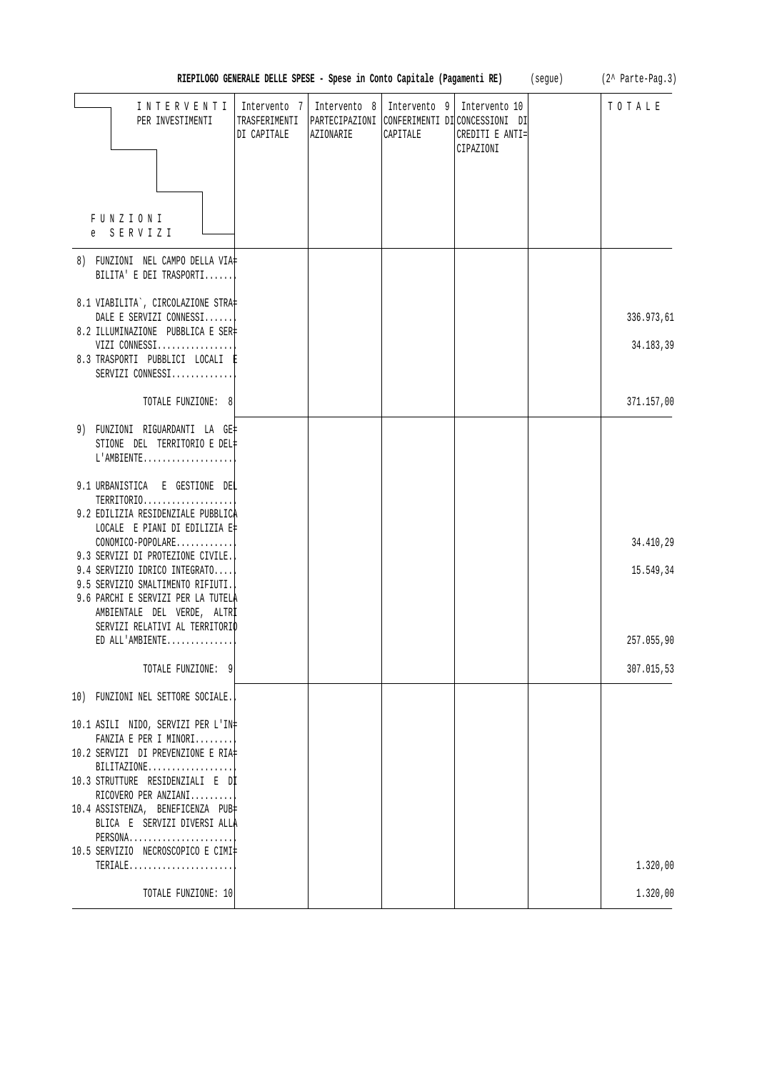**RIEPILOGO GENERALE DELLE SPESE - Spese in Conto Capitale (Pagamenti RE)** (segue) (2^ Parte-Pag.3)

| INTERVENTI PER INVESTIMENTI / FUNZIONI e SERVIZI | Intervento 7 TRASFERIMENTI DI CAPITALE | Intervento 8 PARTECIPAZIONI AZIONARIE | Intervento 9 CONFERIMENTI DI CAPITALE | Intervento 10 CONCESSIONI DI CREDITI E ANTICIPAZIONI | | TOTALE |
|---|---|---|---|---|---|---|
| 8) FUNZIONI NEL CAMPO DELLA VIABILITA' E DEI TRASPORTI....... | | | | | | |
| 8.1 VIABILITA`, CIRCOLAZIONE STRADALE E SERVIZI CONNESSI....... | | | | | | 336.973,61 |
| 8.2 ILLUMINAZIONE PUBBLICA E SERVIZI CONNESSI................ | | | | | | 34.183,39 |
| 8.3 TRASPORTI PUBBLICI LOCALI E SERVIZI CONNESSI............. | | | | | | |
| TOTALE FUNZIONE: 8 | | | | | | 371.157,00 |
| 9) FUNZIONI RIGUARDANTI LA GESTIONE DEL TERRITORIO E DELL'AMBIENTE.................... | | | | | | |
| 9.1 URBANISTICA E GESTIONE DEL TERRITORIO.................... | | | | | | |
| 9.2 EDILIZIA RESIDENZIALE PUBBLICA LOCALE E PIANI DI EDILIZIA ECONOMICO-POPOLARE............ | | | | | | 34.410,29 |
| 9.3 SERVIZI DI PROTEZIONE CIVILE.. | | | | | | |
| 9.4 SERVIZIO IDRICO INTEGRATO..... | | | | | | 15.549,34 |
| 9.5 SERVIZIO SMALTIMENTO RIFIUTI.. | | | | | | |
| 9.6 PARCHI E SERVIZI PER LA TUTELA AMBIENTALE DEL VERDE, ALTRI SERVIZI RELATIVI AL TERRITORIO ED ALL'AMBIENTE.............. | | | | | | 257.055,90 |
| TOTALE FUNZIONE: 9 | | | | | | 307.015,53 |
| 10) FUNZIONI NEL SETTORE SOCIALE.. | | | | | | |
| 10.1 ASILI NIDO, SERVIZI PER L'INFANZIA E PER I MINORI........ | | | | | | |
| 10.2 SERVIZI DI PREVENZIONE E RIABILITAZIONE.................. | | | | | | |
| 10.3 STRUTTURE RESIDENZIALI E DI RICOVERO PER ANZIANI......... | | | | | | |
| 10.4 ASSISTENZA, BENEFICENZA PUBBLICA E SERVIZI DIVERSI ALLA PERSONA...................... | | | | | | |
| 10.5 SERVIZIO NECROSCOPICO E CIMITERIALE....................... | | | | | | 1.320,00 |
| TOTALE FUNZIONE: 10 | | | | | | 1.320,00 |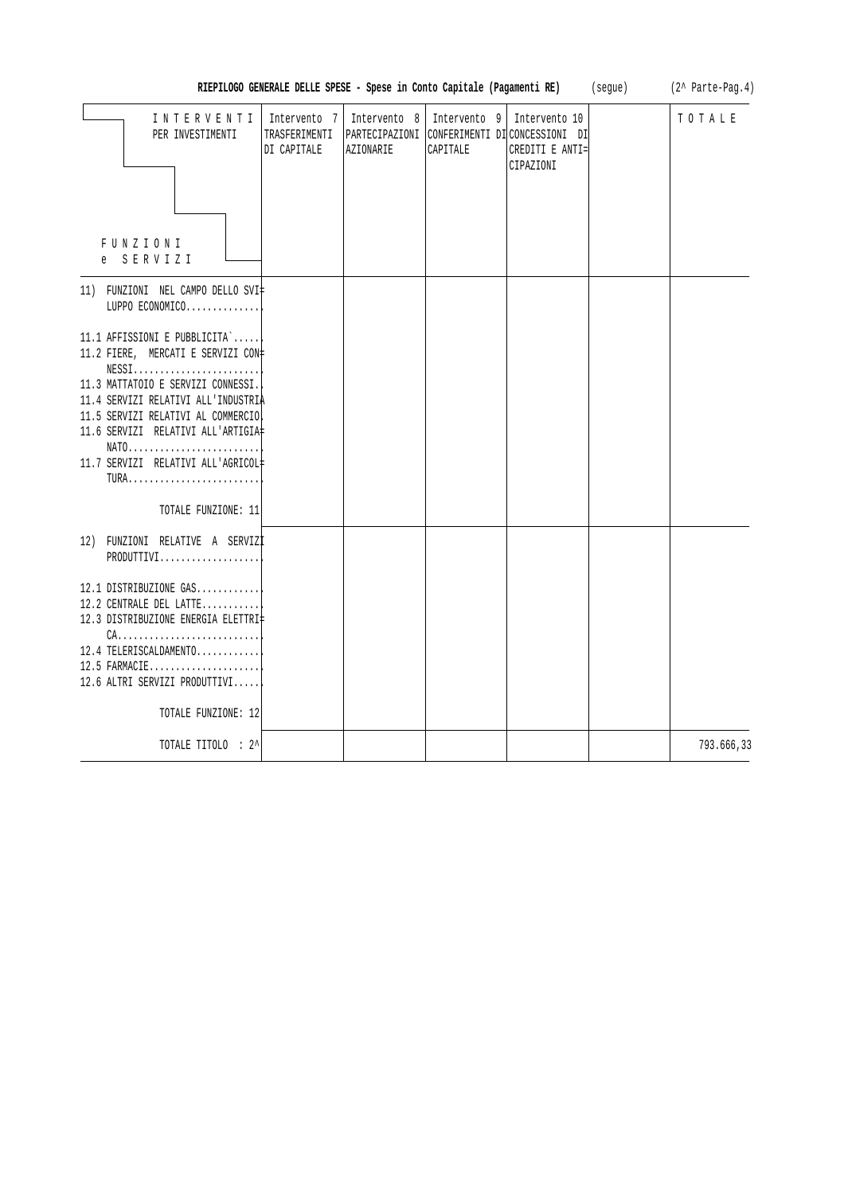**RIEPILOGO GENERALE DELLE SPESE - Spese in Conto Capitale (Pagamenti RE)** (segue) (2^ Parte-Pag.4)

| INTERVENTI PER INVESTIMENTI / FUNZIONI e SERVIZI | Intervento 7 TRASFERIMENTI DI CAPITALE | Intervento 8 PARTECIPAZIONI AZIONARIE | Intervento 9 CONFERIMENTI DI CAPITALE | Intervento 10 CONCESSIONI DI CREDITI E ANTICIPAZIONI | | TOTALE |
|---|---|---|---|---|---|---|
| 11) FUNZIONI NEL CAMPO DELLO SVILUPPO ECONOMICO.............. | | | | | | |
| 11.1 AFFISSIONI E PUBBLICITA`...... | | | | | | |
| 11.2 FIERE, MERCATI E SERVIZI CONNESSI........................ | | | | | | |
| 11.3 MATTATOIO E SERVIZI CONNESSI.. | | | | | | |
| 11.4 SERVIZI RELATIVI ALL'INDUSTRIA | | | | | | |
| 11.5 SERVIZI RELATIVI AL COMMERCIO. | | | | | | |
| 11.6 SERVIZI RELATIVI ALL'ARTIGIANATO......................... | | | | | | |
| 11.7 SERVIZI RELATIVI ALL'AGRICOLTURA......................... | | | | | | |
| TOTALE FUNZIONE: 11 | | | | | | |
| 12) FUNZIONI RELATIVE A SERVIZI PRODUTTIVI................... | | | | | | |
| 12.1 DISTRIBUZIONE GAS............ | | | | | | |
| 12.2 CENTRALE DEL LATTE........... | | | | | | |
| 12.3 DISTRIBUZIONE ENERGIA ELETTRICA........................... | | | | | | |
| 12.4 TELERISCALDAMENTO............ | | | | | | |
| 12.5 FARMACIE..................... | | | | | | |
| 12.6 ALTRI SERVIZI PRODUTTIVI...... | | | | | | |
| TOTALE FUNZIONE: 12 | | | | | | |
| TOTALE TITOLO : 2^ | | | | | | 793.666,33 |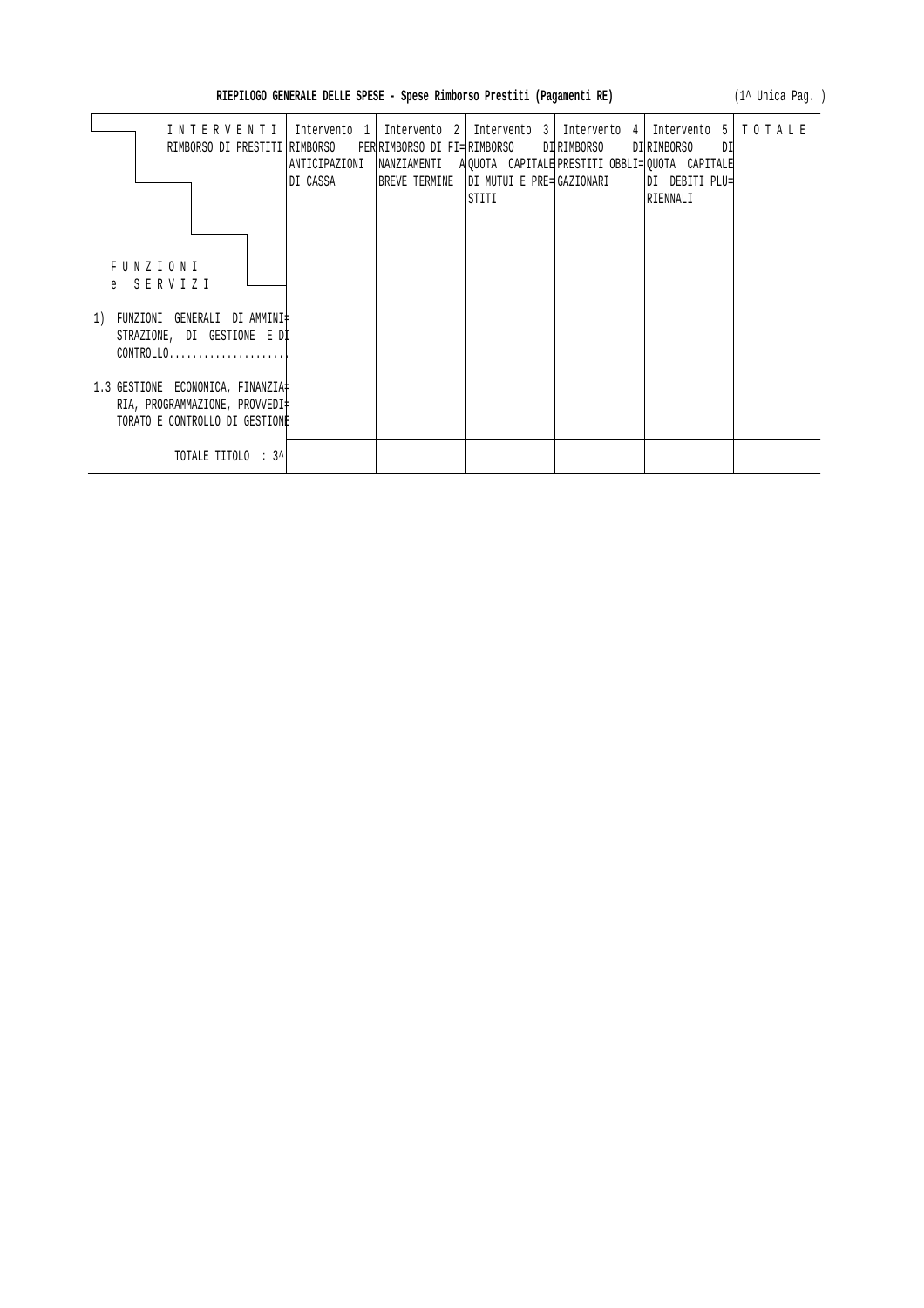**RIEPILOGO GENERALE DELLE SPESE - Spese Rimborso Prestiti (Pagamenti RE)** (1^ Unica Pag. )

| INTERVENTI RIMBORSO DI PRESTITI / FUNZIONI e SERVIZI | Intervento 1 RIMBORSO PER ANTICIPAZIONI DI CASSA | Intervento 2 RIMBORSO DI FINANZIAMENTI A BREVE TERMINE | Intervento 3 RIMBORSO DI QUOTA CAPITALE DI MUTUI E PRESTITI | Intervento 4 RIMBORSO DI PRESTITI OBBLIGAZIONARI | Intervento 5 RIMBORSO DI QUOTA CAPITALE DI DEBITI PLURIENNALI | TOTALE |
|---|---|---|---|---|---|---|
| 1) FUNZIONI GENERALI DI AMMINISTRAZIONE, DI GESTIONE E DI CONTROLLO.................... | | | | | | |
| 1.3 GESTIONE ECONOMICA, FINANZIARIA, PROGRAMMAZIONE, PROVVEDITORATO E CONTROLLO DI GESTIONE | | | | | | |
| TOTALE TITOLO : 3^ | | | | | | |